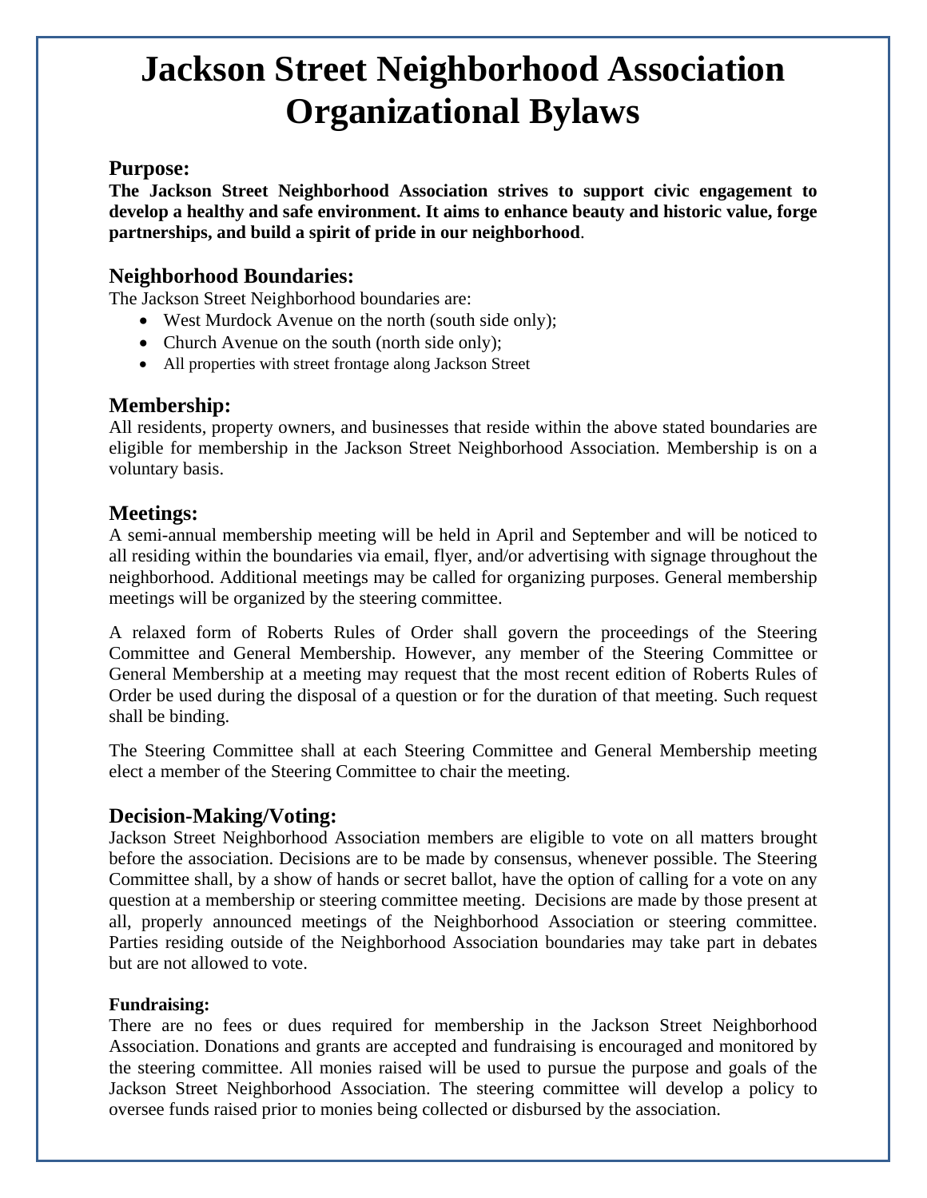# Jackson Street Neighborhood Association Organizational Bylaws

## Purpose:

**The Jackson Street Neighborhood Association strives to support civic engagement to develop a healthy and safe environment. It aims to enhance beauty and historic value, forge partnerships, and build a spirit of pride in our neighborhood**.

## Neighborhood Boundaries:

The Jackson Street Neighborhood boundaries are:

- West Murdock Avenue on the north (south side only);
- Church Avenue on the south (north side only);
- All properties with street frontage along Jackson Street

## Membership:

All residents, property owners, and businesses that reside within the above stated boundaries are eligible for membership in the Jackson Street Neighborhood Association. Membership is on a voluntary basis.

## Meetings:

A semi-annual membership meeting will be held in April and September and will be noticed to all residing within the boundaries via email, flyer, and/or advertising with signage throughout the neighborhood. Additional meetings may be called for organizing purposes. General membership meetings will be organized by the steering committee.

A relaxed form of Roberts Rules of Order shall govern the proceedings of the Steering Committee and General Membership. However, any member of the Steering Committee or General Membership at a meeting may request that the most recent edition of Roberts Rules of Order be used during the disposal of a question or for the duration of that meeting. Such request shall be binding.

The Steering Committee shall at each Steering Committee and General Membership meeting elect a member of the Steering Committee to chair the meeting.

## Decision-Making/Voting:

Jackson Street Neighborhood Association members are eligible to vote on all matters brought before the association. Decisions are to be made by consensus, whenever possible. The Steering Committee shall, by a show of hands or secret ballot, have the option of calling for a vote on any question at a membership or steering committee meeting. Decisions are made by those present at all, properly announced meetings of the Neighborhood Association or steering committee. Parties residing outside of the Neighborhood Association boundaries may take part in debates but are not allowed to vote.

### Fundraising:

There are no fees or dues required for membership in the Jackson Street Neighborhood Association. Donations and grants are accepted and fundraising is encouraged and monitored by the steering committee. All monies raised will be used to pursue the purpose and goals of the Jackson Street Neighborhood Association. The steering committee will develop a policy to oversee funds raised prior to monies being collected or disbursed by the association.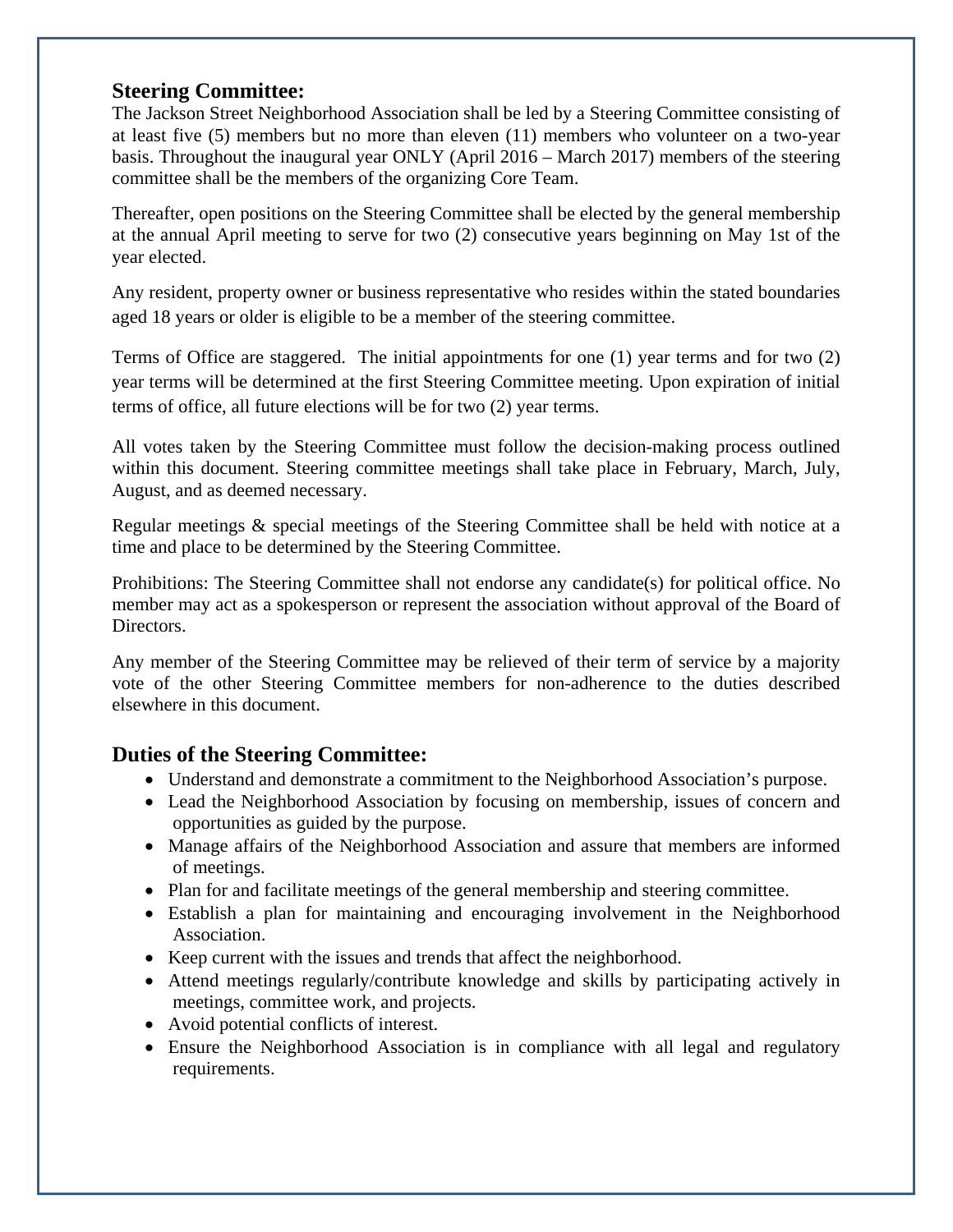## Steering Committee:

The Jackson Street Neighborhood Association shall be led by a Steering Committee consisting of at least five (5) members but no more than eleven (11) members who volunteer on a two-year basis. Throughout the inaugural year ONLY (April 2016 – March 2017) members of the steering committee shall be the members of the organizing Core Team.

Thereafter, open positions on the Steering Committee shall be elected by the general membership at the annual April meeting to serve for two (2) consecutive years beginning on May 1st of the year elected.

Any resident, property owner or business representative who resides within the stated boundaries aged 18 years or older is eligible to be a member of the steering committee.

Terms of Office are staggered. The initial appointments for one (1) year terms and for two (2) year terms will be determined at the first Steering Committee meeting. Upon expiration of initial terms of office, all future elections will be for two (2) year terms.

All votes taken by the Steering Committee must follow the decision-making process outlined within this document. Steering committee meetings shall take place in February, March, July, August, and as deemed necessary.

Regular meetings & special meetings of the Steering Committee shall be held with notice at a time and place to be determined by the Steering Committee.

Prohibitions: The Steering Committee shall not endorse any candidate(s) for political office. No member may act as a spokesperson or represent the association without approval of the Board of Directors.

Any member of the Steering Committee may be relieved of their term of service by a majority vote of the other Steering Committee members for non-adherence to the duties described elsewhere in this document.

## Duties of the Steering Committee:

- Understand and demonstrate a commitment to the Neighborhood Association's purpose.
- Lead the Neighborhood Association by focusing on membership, issues of concern and opportunities as guided by the purpose.
- Manage affairs of the Neighborhood Association and assure that members are informed of meetings.
- Plan for and facilitate meetings of the general membership and steering committee.
- Establish a plan for maintaining and encouraging involvement in the Neighborhood Association.
- Keep current with the issues and trends that affect the neighborhood.
- Attend meetings regularly/contribute knowledge and skills by participating actively in meetings, committee work, and projects.
- Avoid potential conflicts of interest.
- Ensure the Neighborhood Association is in compliance with all legal and regulatory requirements.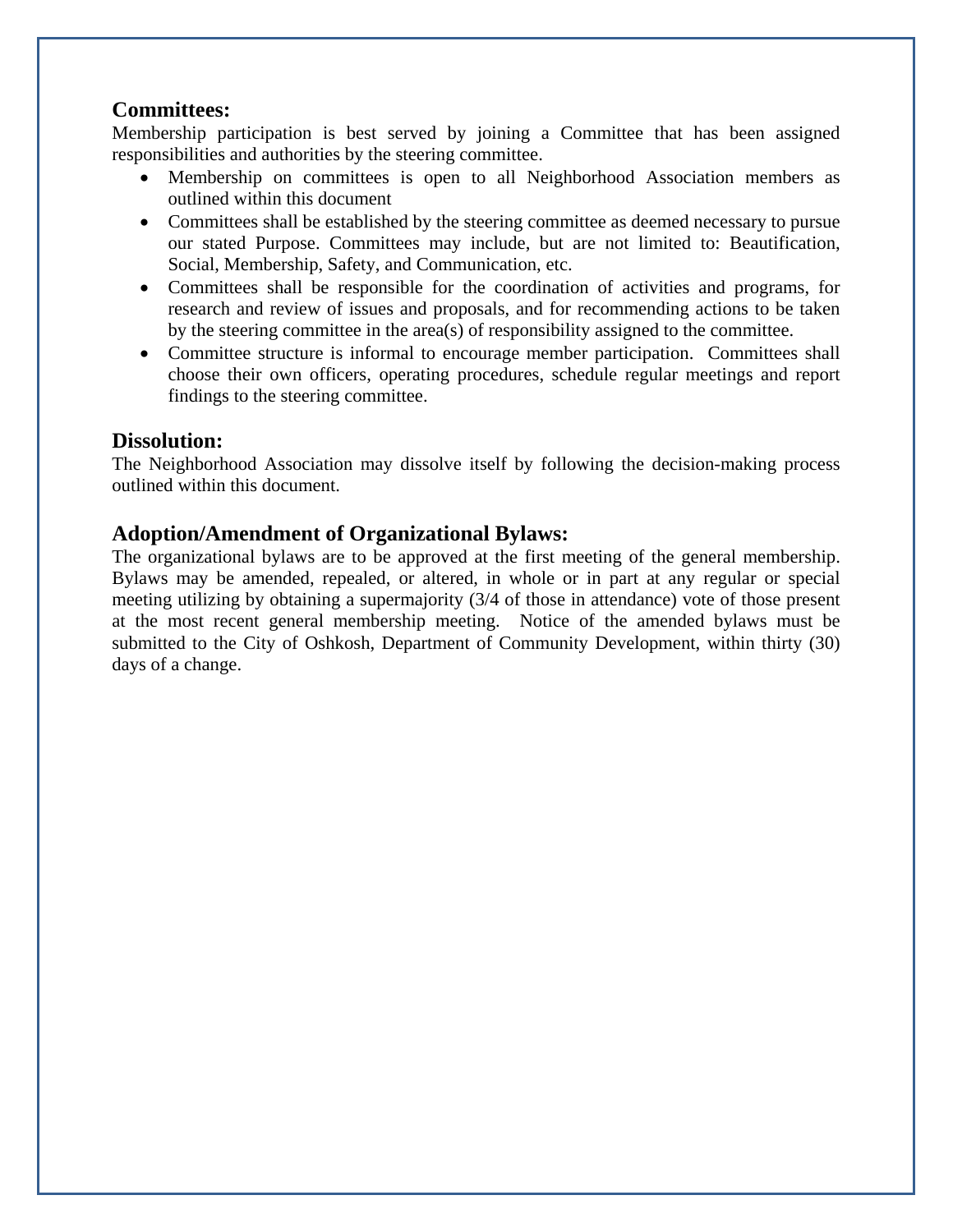## Committees:

Membership participation is best served by joining a Committee that has been assigned responsibilities and authorities by the steering committee.

- Membership on committees is open to all Neighborhood Association members as outlined within this document
- Committees shall be established by the steering committee as deemed necessary to pursue our stated Purpose. Committees may include, but are not limited to: Beautification, Social, Membership, Safety, and Communication, etc.
- Committees shall be responsible for the coordination of activities and programs, for research and review of issues and proposals, and for recommending actions to be taken by the steering committee in the area(s) of responsibility assigned to the committee.
- Committee structure is informal to encourage member participation. Committees shall choose their own officers, operating procedures, schedule regular meetings and report findings to the steering committee.

## Dissolution:

The Neighborhood Association may dissolve itself by following the decision-making process outlined within this document.

## Adoption/Amendment of Organizational Bylaws:

The organizational bylaws are to be approved at the first meeting of the general membership. Bylaws may be amended, repealed, or altered, in whole or in part at any regular or special meeting utilizing by obtaining a supermajority (3/4 of those in attendance) vote of those present at the most recent general membership meeting. Notice of the amended bylaws must be submitted to the City of Oshkosh, Department of Community Development, within thirty (30) days of a change.